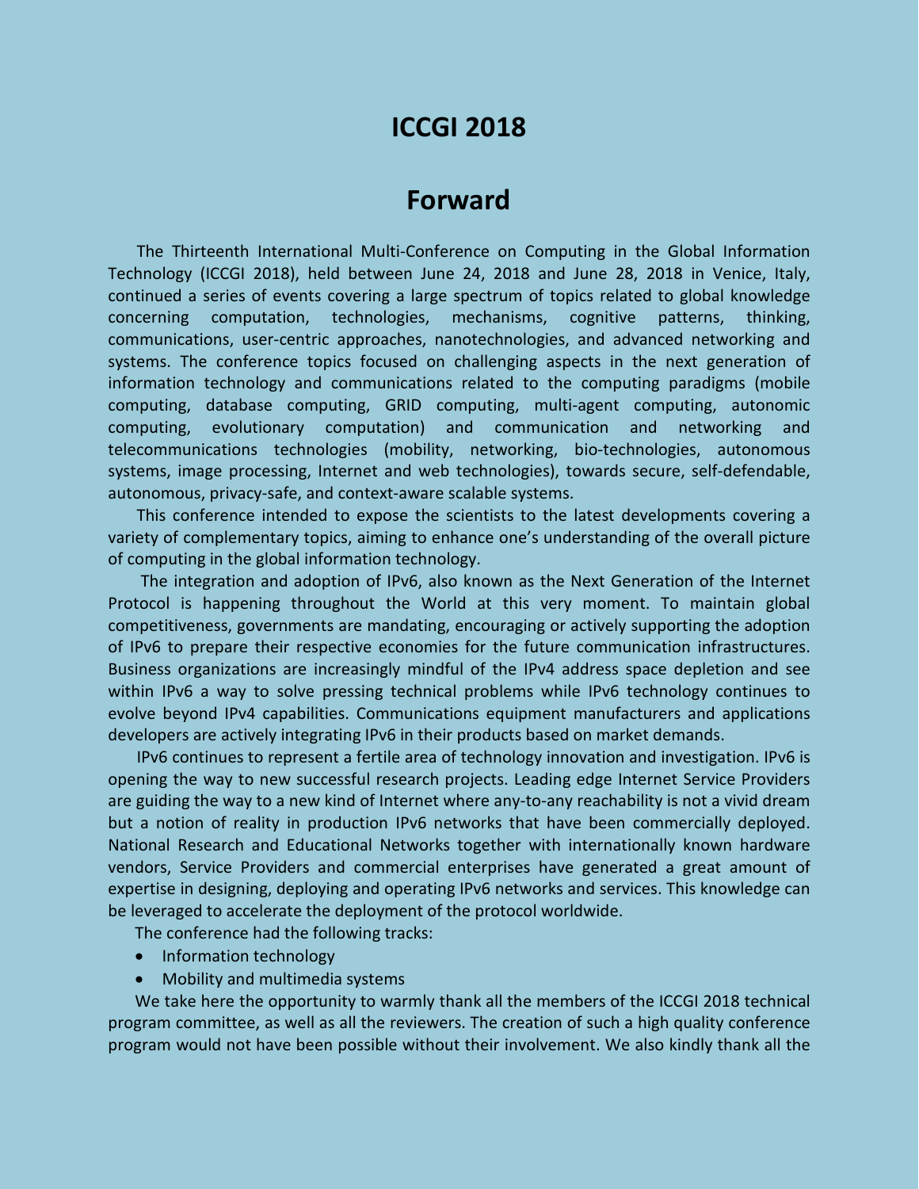# ICCGI 2018

## Forward

The Thirteenth International Multi-Conference on Computing in the Global Information Technology (ICCGI 2018), held between June 24, 2018 and June 28, 2018 in Venice, Italy, continued a series of events covering a large spectrum of topics related to global knowledge concerning computation, technologies, mechanisms, cognitive patterns, thinking, communications, user-centric approaches, nanotechnologies, and advanced networking and systems. The conference topics focused on challenging aspects in the next generation of information technology and communications related to the computing paradigms (mobile computing, database computing, GRID computing, multi-agent computing, autonomic computing, evolutionary computation) and communication and networking and telecommunications technologies (mobility, networking, bio-technologies, autonomous systems, image processing, Internet and web technologies), towards secure, self-defendable, autonomous, privacy-safe, and context-aware scalable systems.

This conference intended to expose the scientists to the latest developments covering a variety of complementary topics, aiming to enhance one's understanding of the overall picture of computing in the global information technology.

The integration and adoption of IPv6, also known as the Next Generation of the Internet Protocol is happening throughout the World at this very moment. To maintain global competitiveness, governments are mandating, encouraging or actively supporting the adoption of IPv6 to prepare their respective economies for the future communication infrastructures. Business organizations are increasingly mindful of the IPv4 address space depletion and see within IPv6 a way to solve pressing technical problems while IPv6 technology continues to evolve beyond IPv4 capabilities. Communications equipment manufacturers and applications developers are actively integrating IPv6 in their products based on market demands.

IPv6 continues to represent a fertile area of technology innovation and investigation. IPv6 is opening the way to new successful research projects. Leading edge Internet Service Providers are guiding the way to a new kind of Internet where any-to-any reachability is not a vivid dream but a notion of reality in production IPv6 networks that have been commercially deployed. National Research and Educational Networks together with internationally known hardware vendors, Service Providers and commercial enterprises have generated a great amount of expertise in designing, deploying and operating IPv6 networks and services. This knowledge can be leveraged to accelerate the deployment of the protocol worldwide.

The conference had the following tracks:

- Information technology
- Mobility and multimedia systems

We take here the opportunity to warmly thank all the members of the ICCGI 2018 technical program committee, as well as all the reviewers. The creation of such a high quality conference program would not have been possible without their involvement. We also kindly thank all the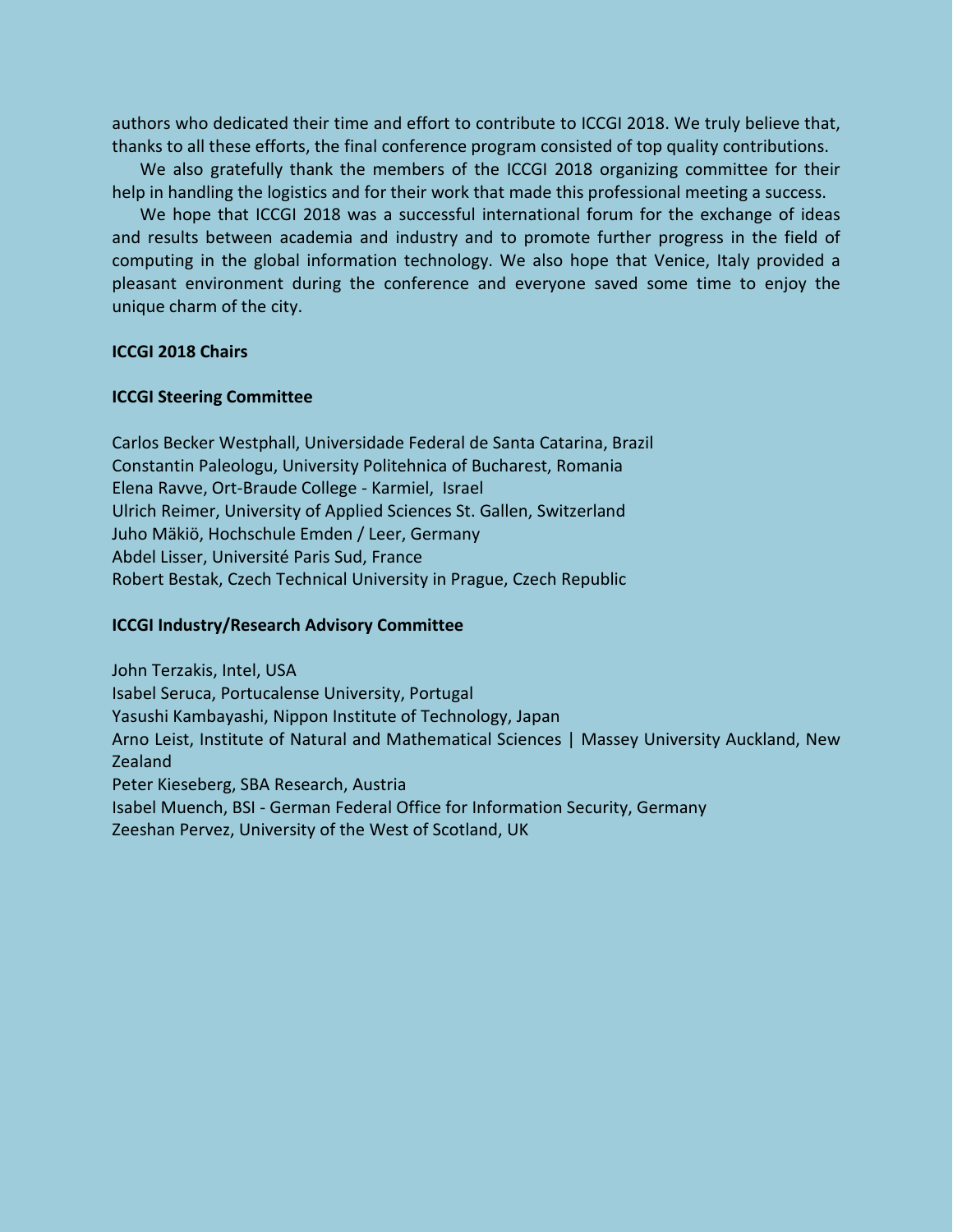authors who dedicated their time and effort to contribute to ICCGI 2018. We truly believe that, thanks to all these efforts, the final conference program consisted of top quality contributions.

We also gratefully thank the members of the ICCGI 2018 organizing committee for their help in handling the logistics and for their work that made this professional meeting a success.

We hope that ICCGI 2018 was a successful international forum for the exchange of ideas and results between academia and industry and to promote further progress in the field of computing in the global information technology. We also hope that Venice, Italy provided a pleasant environment during the conference and everyone saved some time to enjoy the unique charm of the city.

**ICCGI 2018 Chairs**

**ICCGI Steering Committee**

Carlos Becker Westphall, Universidade Federal de Santa Catarina, Brazil
Constantin Paleologu, University Politehnica of Bucharest, Romania
Elena Ravve, Ort-Braude College - Karmiel, Israel
Ulrich Reimer, University of Applied Sciences St. Gallen, Switzerland
Juho Mäkiö, Hochschule Emden / Leer, Germany
Abdel Lisser, Université Paris Sud, France
Robert Bestak, Czech Technical University in Prague, Czech Republic

**ICCGI Industry/Research Advisory Committee**

John Terzakis, Intel, USA
Isabel Seruca, Portucalense University, Portugal
Yasushi Kambayashi, Nippon Institute of Technology, Japan
Arno Leist, Institute of Natural and Mathematical Sciences | Massey University Auckland, New Zealand
Peter Kieseberg, SBA Research, Austria
Isabel Muench, BSI - German Federal Office for Information Security, Germany
Zeeshan Pervez, University of the West of Scotland, UK